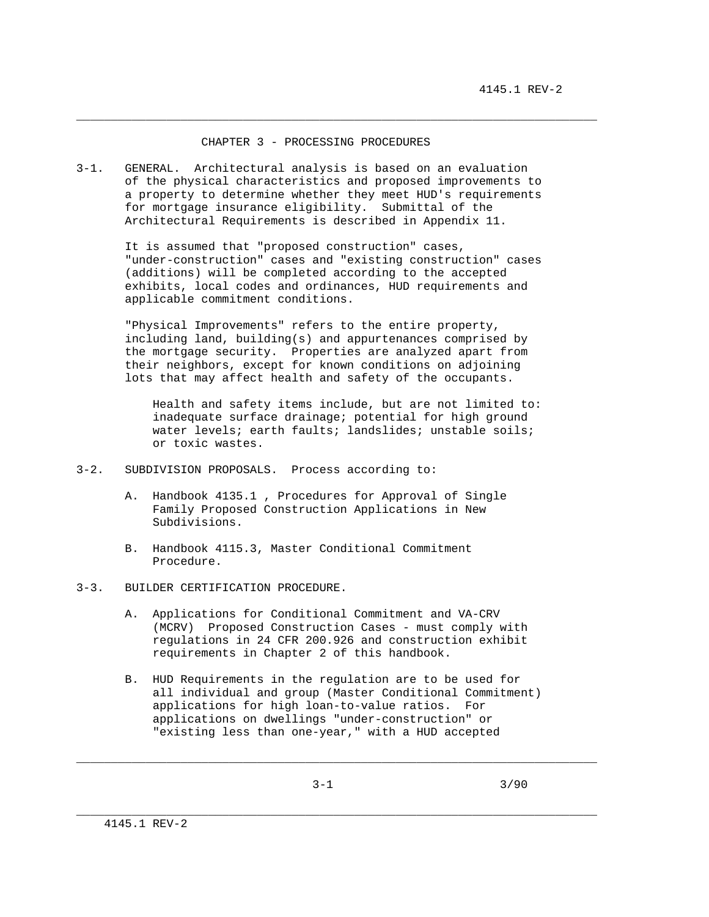# CHAPTER 3 - PROCESSING PROCEDURES

3-1. GENERAL. Architectural analysis is based on an evaluation of the physical characteristics and proposed improvements to a property to determine whether they meet HUD's requirements for mortgage insurance eligibility. Submittal of the Architectural Requirements is described in Appendix 11.

It is assumed that "proposed construction" cases, "under-construction" cases and "existing construction" cases (additions) will be completed according to the accepted exhibits, local codes and ordinances, HUD requirements and applicable commitment conditions.

"Physical Improvements" refers to the entire property, including land, building(s) and appurtenances comprised by the mortgage security. Properties are analyzed apart from their neighbors, except for known conditions on adjoining lots that may affect health and safety of the occupants.

> Health and safety items include, but are not limited to: inadequate surface drainage; potential for high ground water levels; earth faults; landslides; unstable soils; or toxic wastes.

3-2. SUBDIVISION PROPOSALS. Process according to:

A. Handbook 4135.1 , Procedures for Approval of Single Family Proposed Construction Applications in New Subdivisions.

B. Handbook 4115.3, Master Conditional Commitment Procedure.

3-3. BUILDER CERTIFICATION PROCEDURE.

A. Applications for Conditional Commitment and VA-CRV (MCRV) Proposed Construction Cases - must comply with regulations in 24 CFR 200.926 and construction exhibit requirements in Chapter 2 of this handbook.

B. HUD Requirements in the regulation are to be used for all individual and group (Master Conditional Commitment) applications for high loan-to-value ratios. For applications on dwellings "under-construction" or "existing less than one-year," with a HUD accepted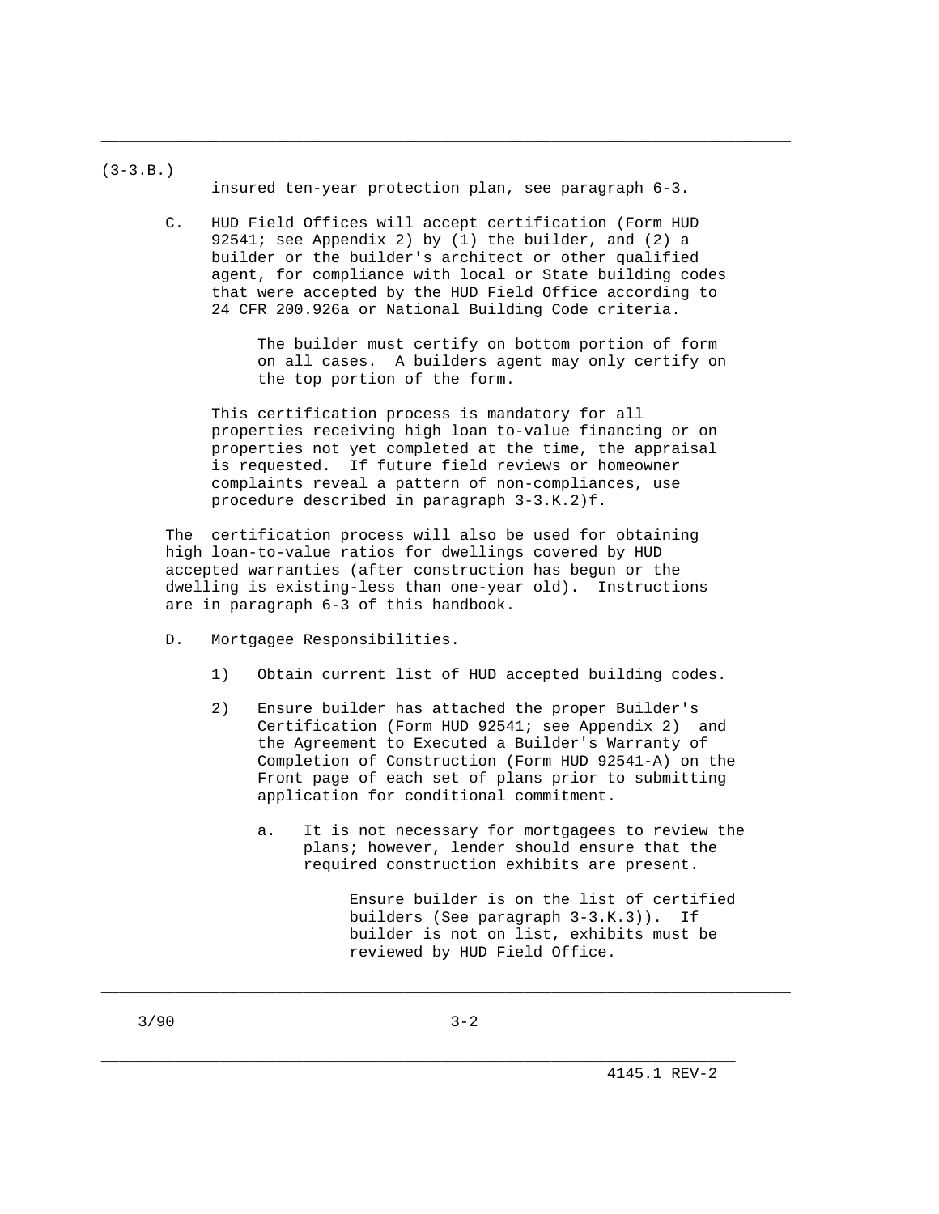(3-3.B.)

insured ten-year protection plan, see paragraph 6-3.

C. HUD Field Offices will accept certification (Form HUD 92541; see Appendix 2) by (1) the builder, and (2) a builder or the builder's architect or other qualified agent, for compliance with local or State building codes that were accepted by the HUD Field Office according to 24 CFR 200.926a or National Building Code criteria.

The builder must certify on bottom portion of form on all cases. A builders agent may only certify on the top portion of the form.

This certification process is mandatory for all properties receiving high loan to-value financing or on properties not yet completed at the time, the appraisal is requested. If future field reviews or homeowner complaints reveal a pattern of non-compliances, use procedure described in paragraph 3-3.K.2)f.

The certification process will also be used for obtaining high loan-to-value ratios for dwellings covered by HUD accepted warranties (after construction has begun or the dwelling is existing-less than one-year old). Instructions are in paragraph 6-3 of this handbook.

D. Mortgagee Responsibilities.

1) Obtain current list of HUD accepted building codes.

2) Ensure builder has attached the proper Builder's Certification (Form HUD 92541; see Appendix 2) and the Agreement to Executed a Builder's Warranty of Completion of Construction (Form HUD 92541-A) on the Front page of each set of plans prior to submitting application for conditional commitment.

a. It is not necessary for mortgagees to review the plans; however, lender should ensure that the required construction exhibits are present.

Ensure builder is on the list of certified builders (See paragraph 3-3.K.3)). If builder is not on list, exhibits must be reviewed by HUD Field Office.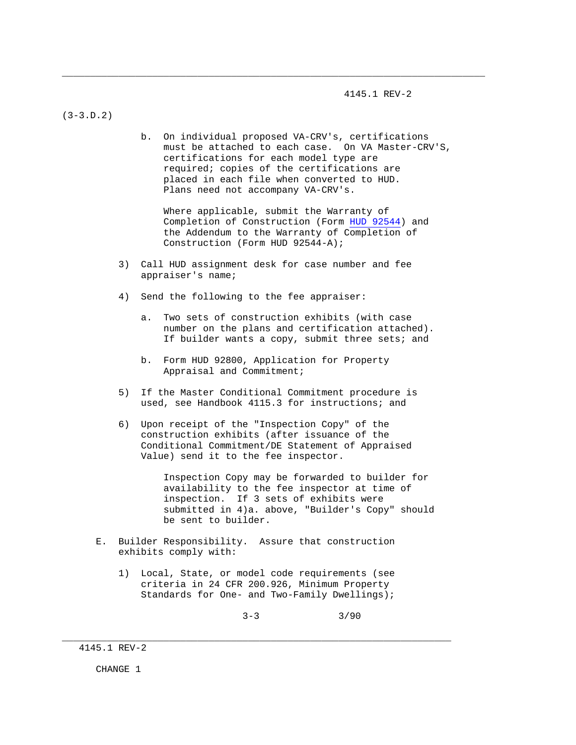(3-3.D.2)

b. On individual proposed VA-CRV's, certifications must be attached to each case. On VA Master-CRV'S, certifications for each model type are required; copies of the certifications are placed in each file when converted to HUD. Plans need not accompany VA-CRV's.

   Where applicable, submit the Warranty of Completion of Construction (Form HUD 92544) and the Addendum to the Warranty of Completion of Construction (Form HUD 92544-A);

3) Call HUD assignment desk for case number and fee appraiser's name;

4) Send the following to the fee appraiser:

   a. Two sets of construction exhibits (with case number on the plans and certification attached). If builder wants a copy, submit three sets; and

   b. Form HUD 92800, Application for Property Appraisal and Commitment;

5) If the Master Conditional Commitment procedure is used, see Handbook 4115.3 for instructions; and

6) Upon receipt of the "Inspection Copy" of the construction exhibits (after issuance of the Conditional Commitment/DE Statement of Appraised Value) send it to the fee inspector.

   Inspection Copy may be forwarded to builder for availability to the fee inspector at time of inspection. If 3 sets of exhibits were submitted in 4)a. above, "Builder's Copy" should be sent to builder.

E. Builder Responsibility. Assure that construction exhibits comply with:

1) Local, State, or model code requirements (see criteria in 24 CFR 200.926, Minimum Property Standards for One- and Two-Family Dwellings);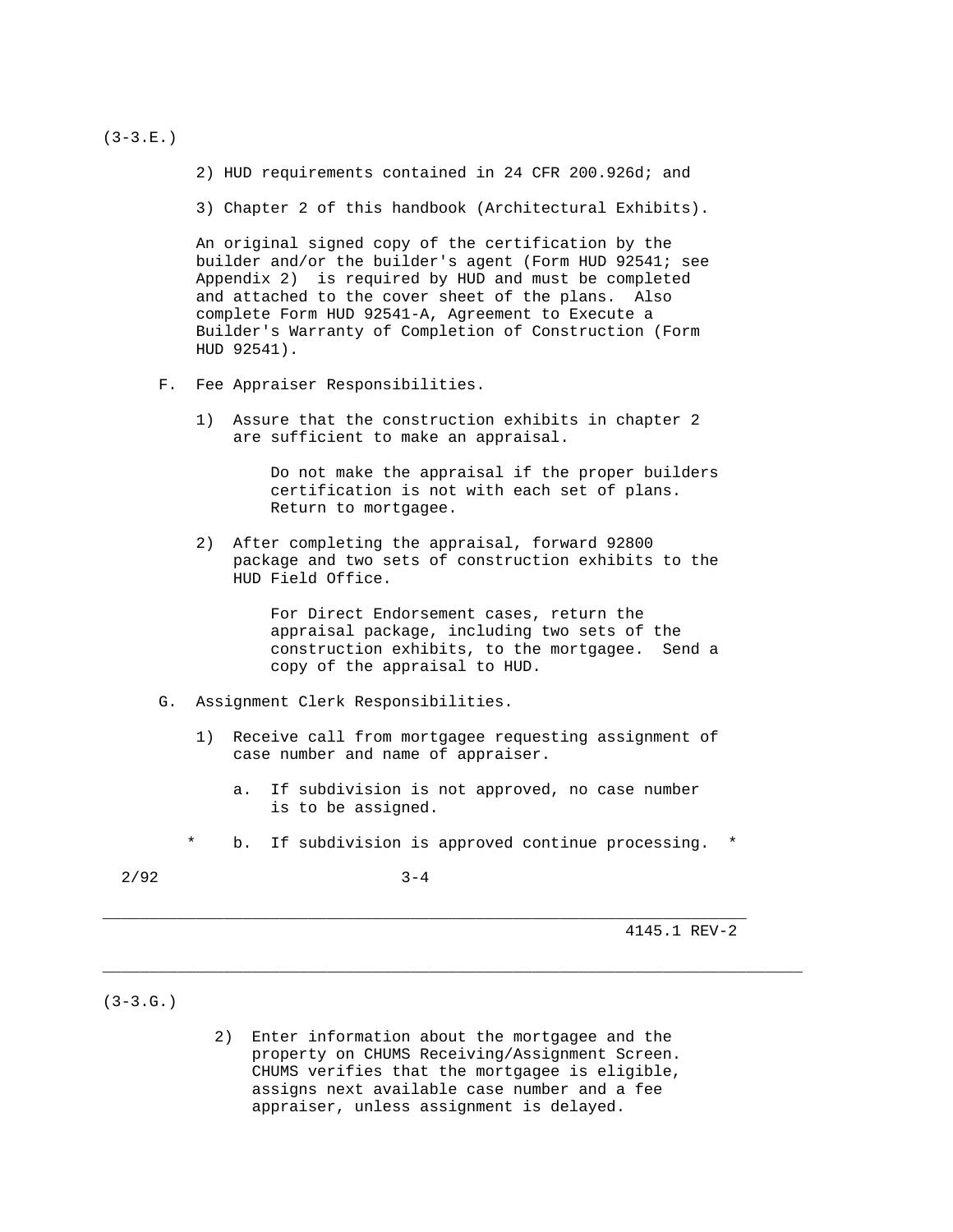(3-3.E.)

2) HUD requirements contained in 24 CFR 200.926d; and

3) Chapter 2 of this handbook (Architectural Exhibits).

An original signed copy of the certification by the builder and/or the builder's agent (Form HUD 92541; see Appendix 2) is required by HUD and must be completed and attached to the cover sheet of the plans. Also complete Form HUD 92541-A, Agreement to Execute a Builder's Warranty of Completion of Construction (Form HUD 92541).

F. Fee Appraiser Responsibilities.

1) Assure that the construction exhibits in chapter 2 are sufficient to make an appraisal.

   Do not make the appraisal if the proper builders certification is not with each set of plans. Return to mortgagee.

2) After completing the appraisal, forward 92800 package and two sets of construction exhibits to the HUD Field Office.

   For Direct Endorsement cases, return the appraisal package, including two sets of the construction exhibits, to the mortgagee. Send a copy of the appraisal to HUD.

G. Assignment Clerk Responsibilities.

1) Receive call from mortgagee requesting assignment of case number and name of appraiser.

   a. If subdivision is not approved, no case number is to be assigned.

   \* b. If subdivision is approved continue processing. \*

(3-3.G.)

2) Enter information about the mortgagee and the property on CHUMS Receiving/Assignment Screen. CHUMS verifies that the mortgagee is eligible, assigns next available case number and a fee appraiser, unless assignment is delayed.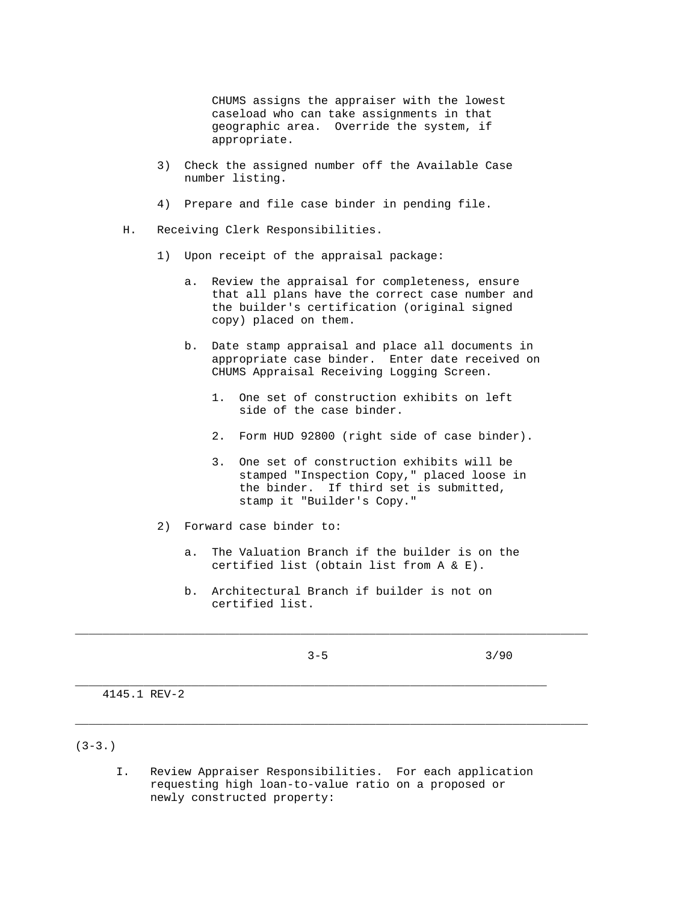CHUMS assigns the appraiser with the lowest caseload who can take assignments in that geographic area. Override the system, if appropriate.

3) Check the assigned number off the Available Case number listing.

4) Prepare and file case binder in pending file.

H. Receiving Clerk Responsibilities.

1) Upon receipt of the appraisal package:

a. Review the appraisal for completeness, ensure that all plans have the correct case number and the builder's certification (original signed copy) placed on them.

b. Date stamp appraisal and place all documents in appropriate case binder. Enter date received on CHUMS Appraisal Receiving Logging Screen.

1. One set of construction exhibits on left side of the case binder.

2. Form HUD 92800 (right side of case binder).

3. One set of construction exhibits will be stamped "Inspection Copy," placed loose in the binder. If third set is submitted, stamp it "Builder's Copy."

2) Forward case binder to:

a. The Valuation Branch if the builder is on the certified list (obtain list from A & E).

b. Architectural Branch if builder is not on certified list.

(3-3.)

I. Review Appraiser Responsibilities. For each application requesting high loan-to-value ratio on a proposed or newly constructed property: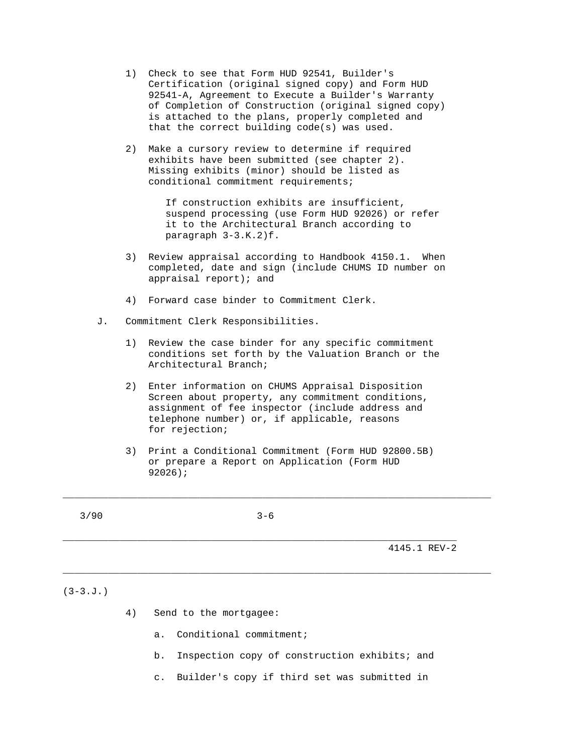1) Check to see that Form HUD 92541, Builder's Certification (original signed copy) and Form HUD 92541-A, Agreement to Execute a Builder's Warranty of Completion of Construction (original signed copy) is attached to the plans, properly completed and that the correct building code(s) was used.

2) Make a cursory review to determine if required exhibits have been submitted (see chapter 2). Missing exhibits (minor) should be listed as conditional commitment requirements;

   If construction exhibits are insufficient, suspend processing (use Form HUD 92026) or refer it to the Architectural Branch according to paragraph 3-3.K.2)f.

3) Review appraisal according to Handbook 4150.1. When completed, date and sign (include CHUMS ID number on appraisal report); and

4) Forward case binder to Commitment Clerk.

J. Commitment Clerk Responsibilities.

1) Review the case binder for any specific commitment conditions set forth by the Valuation Branch or the Architectural Branch;

2) Enter information on CHUMS Appraisal Disposition Screen about property, any commitment conditions, assignment of fee inspector (include address and telephone number) or, if applicable, reasons for rejection;

3) Print a Conditional Commitment (Form HUD 92800.5B) or prepare a Report on Application (Form HUD 92026);

(3-3.J.)

4) Send to the mortgagee:

   a. Conditional commitment;

   b. Inspection copy of construction exhibits; and

   c. Builder's copy if third set was submitted in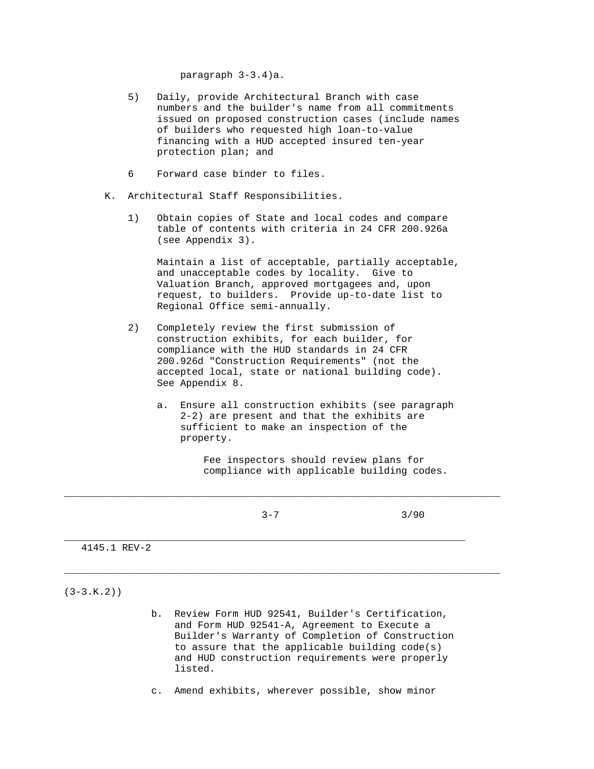paragraph 3-3.4)a.

5) Daily, provide Architectural Branch with case numbers and the builder's name from all commitments issued on proposed construction cases (include names of builders who requested high loan-to-value financing with a HUD accepted insured ten-year protection plan; and

6 Forward case binder to files.

K. Architectural Staff Responsibilities.

1) Obtain copies of State and local codes and compare table of contents with criteria in 24 CFR 200.926a (see Appendix 3).

   Maintain a list of acceptable, partially acceptable, and unacceptable codes by locality. Give to Valuation Branch, approved mortgagees and, upon request, to builders. Provide up-to-date list to Regional Office semi-annually.

2) Completely review the first submission of construction exhibits, for each builder, for compliance with the HUD standards in 24 CFR 200.926d "Construction Requirements" (not the accepted local, state or national building code). See Appendix 8.

   a. Ensure all construction exhibits (see paragraph 2-2) are present and that the exhibits are sufficient to make an inspection of the property.

      Fee inspectors should review plans for compliance with applicable building codes.

(3-3.K.2))

   b. Review Form HUD 92541, Builder's Certification, and Form HUD 92541-A, Agreement to Execute a Builder's Warranty of Completion of Construction to assure that the applicable building code(s) and HUD construction requirements were properly listed.

   c. Amend exhibits, wherever possible, show minor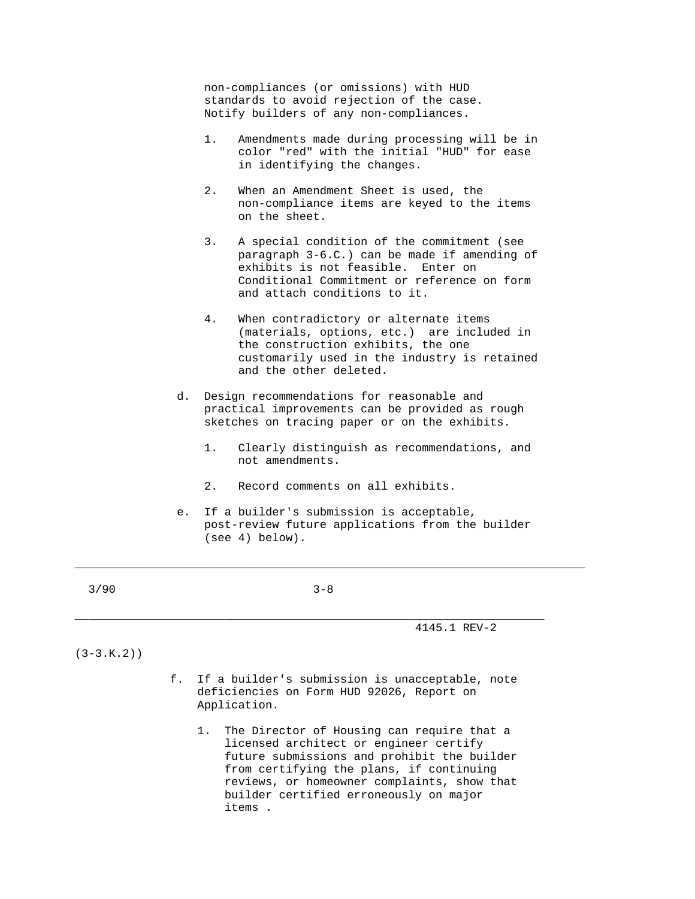non-compliances (or omissions) with HUD standards to avoid rejection of the case. Notify builders of any non-compliances.

1. Amendments made during processing will be in color "red" with the initial "HUD" for ease in identifying the changes.

2. When an Amendment Sheet is used, the non-compliance items are keyed to the items on the sheet.

3. A special condition of the commitment (see paragraph 3-6.C.) can be made if amending of exhibits is not feasible. Enter on Conditional Commitment or reference on form and attach conditions to it.

4. When contradictory or alternate items (materials, options, etc.) are included in the construction exhibits, the one customarily used in the industry is retained and the other deleted.

d. Design recommendations for reasonable and practical improvements can be provided as rough sketches on tracing paper or on the exhibits.

1. Clearly distinguish as recommendations, and not amendments.

2. Record comments on all exhibits.

e. If a builder's submission is acceptable, post-review future applications from the builder (see 4) below).

(3-3.K.2))

f. If a builder's submission is unacceptable, note deficiencies on Form HUD 92026, Report on Application.

1. The Director of Housing can require that a licensed architect or engineer certify future submissions and prohibit the builder from certifying the plans, if continuing reviews, or homeowner complaints, show that builder certified erroneously on major items .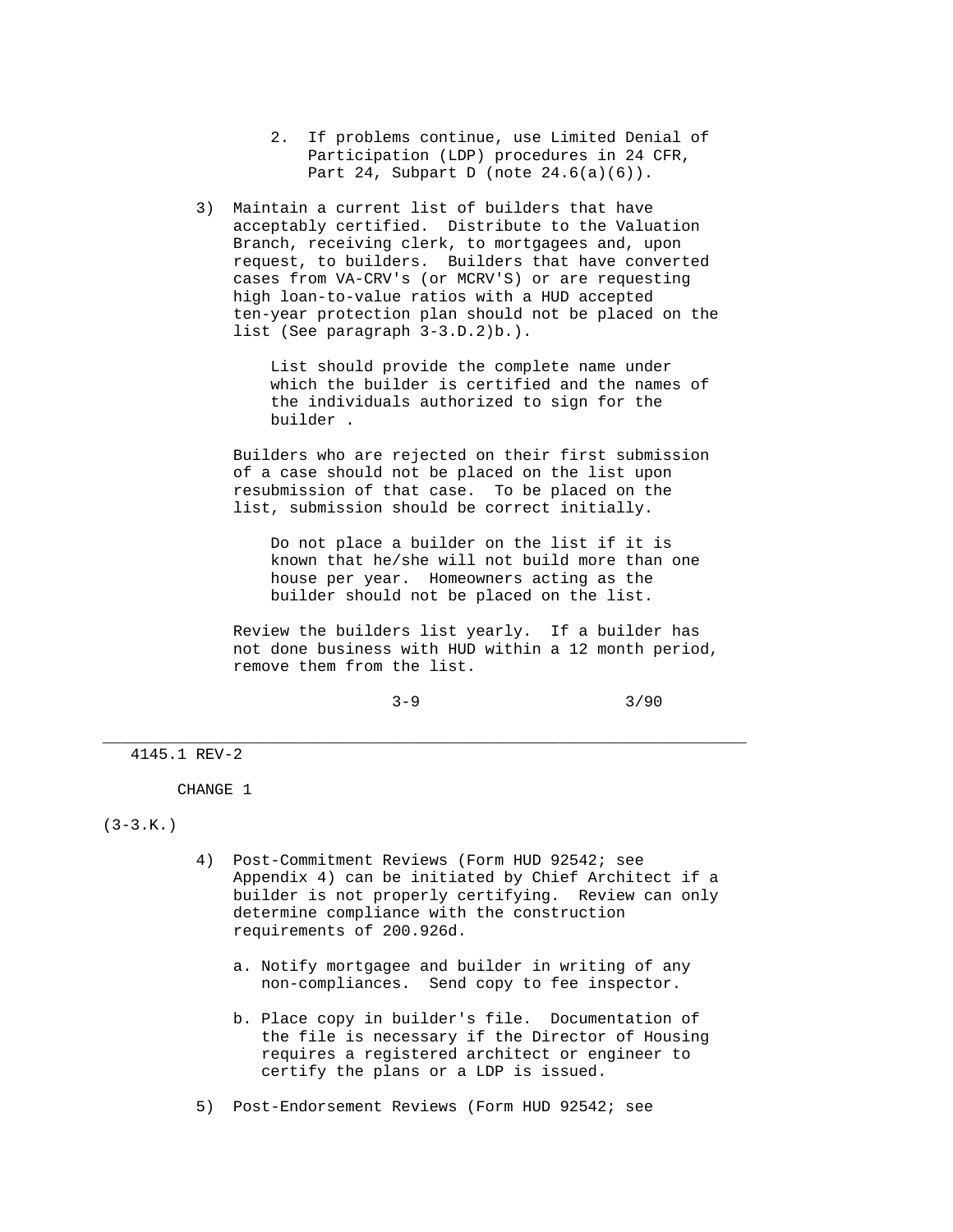2. If problems continue, use Limited Denial of Participation (LDP) procedures in 24 CFR, Part 24, Subpart D (note 24.6(a)(6)).

3) Maintain a current list of builders that have acceptably certified. Distribute to the Valuation Branch, receiving clerk, to mortgagees and, upon request, to builders. Builders that have converted cases from VA-CRV's (or MCRV'S) or are requesting high loan-to-value ratios with a HUD accepted ten-year protection plan should not be placed on the list (See paragraph 3-3.D.2)b.).

   List should provide the complete name under which the builder is certified and the names of the individuals authorized to sign for the builder .

   Builders who are rejected on their first submission of a case should not be placed on the list upon resubmission of that case. To be placed on the list, submission should be correct initially.

   Do not place a builder on the list if it is known that he/she will not build more than one house per year. Homeowners acting as the builder should not be placed on the list.

   Review the builders list yearly. If a builder has not done business with HUD within a 12 month period, remove them from the list.

(3-3.K.)

4) Post-Commitment Reviews (Form HUD 92542; see Appendix 4) can be initiated by Chief Architect if a builder is not properly certifying. Review can only determine compliance with the construction requirements of 200.926d.

   a. Notify mortgagee and builder in writing of any non-compliances. Send copy to fee inspector.

   b. Place copy in builder's file. Documentation of the file is necessary if the Director of Housing requires a registered architect or engineer to certify the plans or a LDP is issued.

5) Post-Endorsement Reviews (Form HUD 92542; see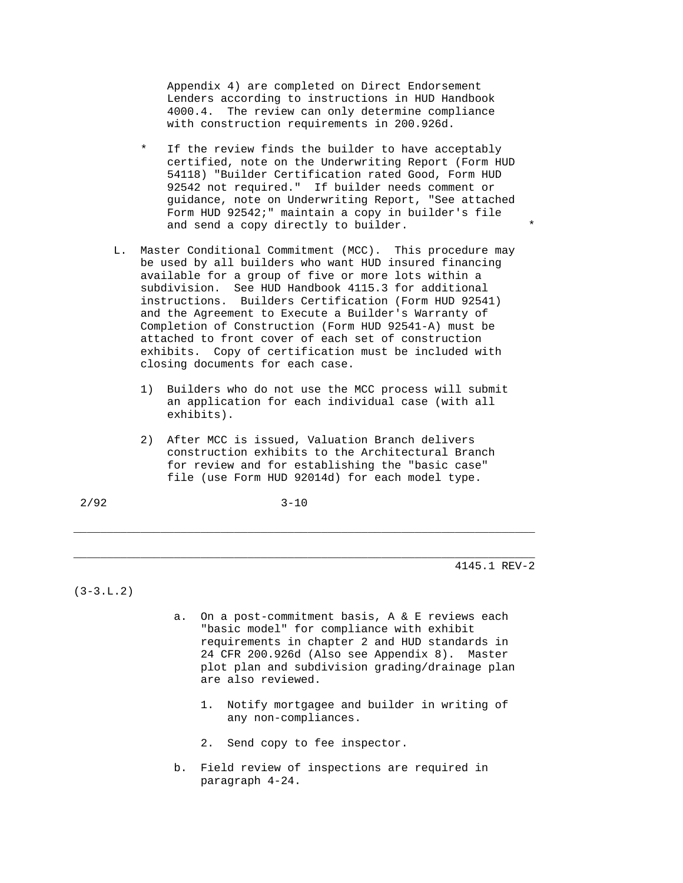Appendix 4) are completed on Direct Endorsement Lenders according to instructions in HUD Handbook 4000.4. The review can only determine compliance with construction requirements in 200.926d.

\* If the review finds the builder to have acceptably certified, note on the Underwriting Report (Form HUD 54118) "Builder Certification rated Good, Form HUD 92542 not required." If builder needs comment or guidance, note on Underwriting Report, "See attached Form HUD 92542;" maintain a copy in builder's file and send a copy directly to builder. \*

L. Master Conditional Commitment (MCC). This procedure may be used by all builders who want HUD insured financing available for a group of five or more lots within a subdivision. See HUD Handbook 4115.3 for additional instructions. Builders Certification (Form HUD 92541) and the Agreement to Execute a Builder's Warranty of Completion of Construction (Form HUD 92541-A) must be attached to front cover of each set of construction exhibits. Copy of certification must be included with closing documents for each case.

1) Builders who do not use the MCC process will submit an application for each individual case (with all exhibits).

2) After MCC is issued, Valuation Branch delivers construction exhibits to the Architectural Branch for review and for establishing the "basic case" file (use Form HUD 92014d) for each model type.

(3-3.L.2)

a. On a post-commitment basis, A & E reviews each "basic model" for compliance with exhibit requirements in chapter 2 and HUD standards in 24 CFR 200.926d (Also see Appendix 8). Master plot plan and subdivision grading/drainage plan are also reviewed.

   1. Notify mortgagee and builder in writing of any non-compliances.

   2. Send copy to fee inspector.

b. Field review of inspections are required in paragraph 4-24.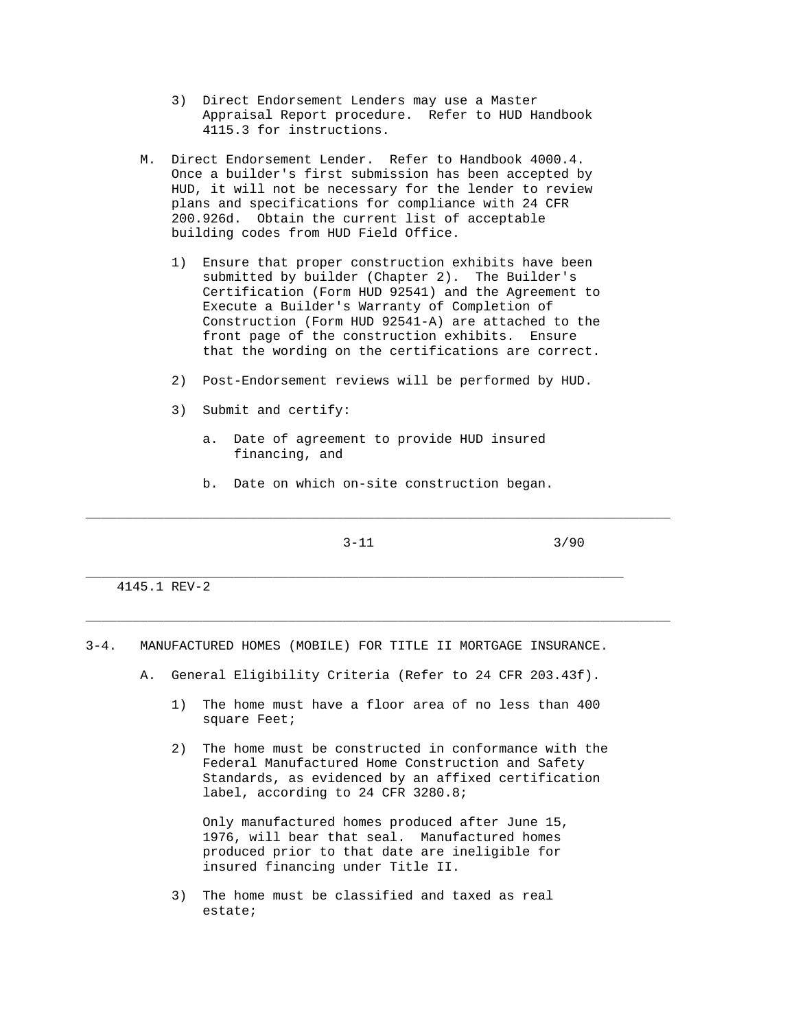3) Direct Endorsement Lenders may use a Master Appraisal Report procedure. Refer to HUD Handbook 4115.3 for instructions.

M. Direct Endorsement Lender. Refer to Handbook 4000.4. Once a builder's first submission has been accepted by HUD, it will not be necessary for the lender to review plans and specifications for compliance with 24 CFR 200.926d. Obtain the current list of acceptable building codes from HUD Field Office.

   1) Ensure that proper construction exhibits have been submitted by builder (Chapter 2). The Builder's Certification (Form HUD 92541) and the Agreement to Execute a Builder's Warranty of Completion of Construction (Form HUD 92541-A) are attached to the front page of the construction exhibits. Ensure that the wording on the certifications are correct.

   2) Post-Endorsement reviews will be performed by HUD.

   3) Submit and certify:

      a. Date of agreement to provide HUD insured financing, and

      b. Date on which on-site construction began.

## 3-4. MANUFACTURED HOMES (MOBILE) FOR TITLE II MORTGAGE INSURANCE.

A. General Eligibility Criteria (Refer to 24 CFR 203.43f).

   1) The home must have a floor area of no less than 400 square Feet;

   2) The home must be constructed in conformance with the Federal Manufactured Home Construction and Safety Standards, as evidenced by an affixed certification label, according to 24 CFR 3280.8;

      Only manufactured homes produced after June 15, 1976, will bear that seal. Manufactured homes produced prior to that date are ineligible for insured financing under Title II.

   3) The home must be classified and taxed as real estate;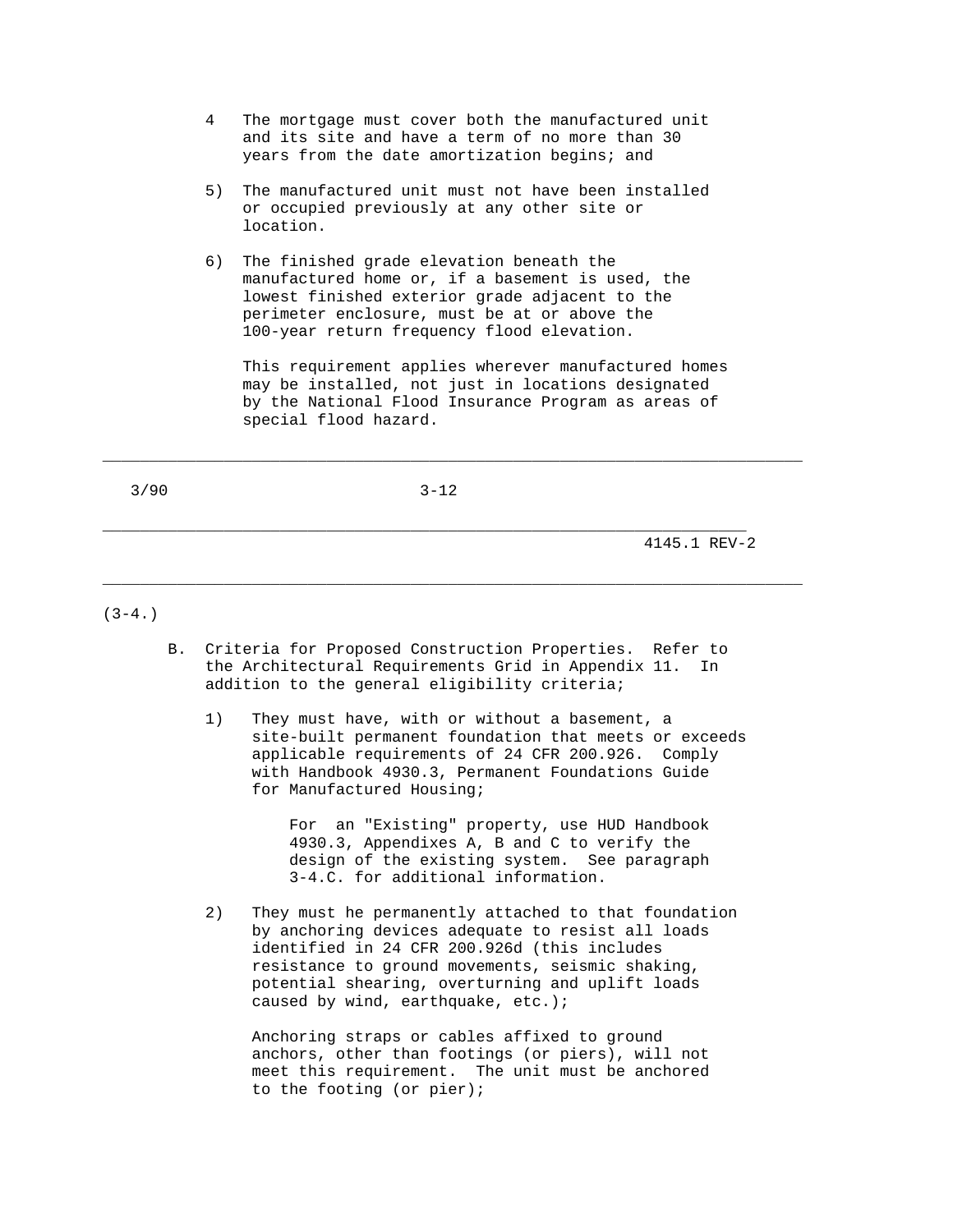4 The mortgage must cover both the manufactured unit and its site and have a term of no more than 30 years from the date amortization begins; and

5) The manufactured unit must not have been installed or occupied previously at any other site or location.

6) The finished grade elevation beneath the manufactured home or, if a basement is used, the lowest finished exterior grade adjacent to the perimeter enclosure, must be at or above the 100-year return frequency flood elevation.

   This requirement applies wherever manufactured homes may be installed, not just in locations designated by the National Flood Insurance Program as areas of special flood hazard.

(3-4.)

B. Criteria for Proposed Construction Properties. Refer to the Architectural Requirements Grid in Appendix 11. In addition to the general eligibility criteria;

   1) They must have, with or without a basement, a site-built permanent foundation that meets or exceeds applicable requirements of 24 CFR 200.926. Comply with Handbook 4930.3, Permanent Foundations Guide for Manufactured Housing;

      For an "Existing" property, use HUD Handbook 4930.3, Appendixes A, B and C to verify the design of the existing system. See paragraph 3-4.C. for additional information.

   2) They must he permanently attached to that foundation by anchoring devices adequate to resist all loads identified in 24 CFR 200.926d (this includes resistance to ground movements, seismic shaking, potential shearing, overturning and uplift loads caused by wind, earthquake, etc.);

      Anchoring straps or cables affixed to ground anchors, other than footings (or piers), will not meet this requirement. The unit must be anchored to the footing (or pier);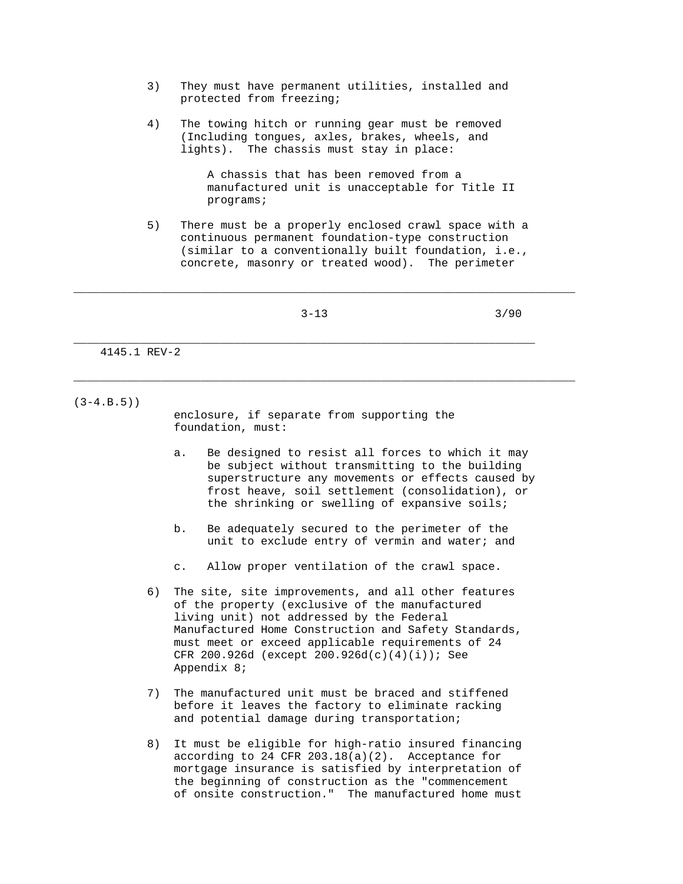3) They must have permanent utilities, installed and protected from freezing;

4) The towing hitch or running gear must be removed (Including tongues, axles, brakes, wheels, and lights). The chassis must stay in place:

   A chassis that has been removed from a manufactured unit is unacceptable for Title II programs;

5) There must be a properly enclosed crawl space with a continuous permanent foundation-type construction (similar to a conventionally built foundation, i.e., concrete, masonry or treated wood). The perimeter enclosure, if separate from supporting the foundation, must:

   a. Be designed to resist all forces to which it may be subject without transmitting to the building superstructure any movements or effects caused by frost heave, soil settlement (consolidation), or the shrinking or swelling of expansive soils;

   b. Be adequately secured to the perimeter of the unit to exclude entry of vermin and water; and

   c. Allow proper ventilation of the crawl space.

6) The site, site improvements, and all other features of the property (exclusive of the manufactured living unit) not addressed by the Federal Manufactured Home Construction and Safety Standards, must meet or exceed applicable requirements of 24 CFR 200.926d (except 200.926d(c)(4)(i)); See Appendix 8;

7) The manufactured unit must be braced and stiffened before it leaves the factory to eliminate racking and potential damage during transportation;

8) It must be eligible for high-ratio insured financing according to 24 CFR 203.18(a)(2). Acceptance for mortgage insurance is satisfied by interpretation of the beginning of construction as the "commencement of onsite construction." The manufactured home must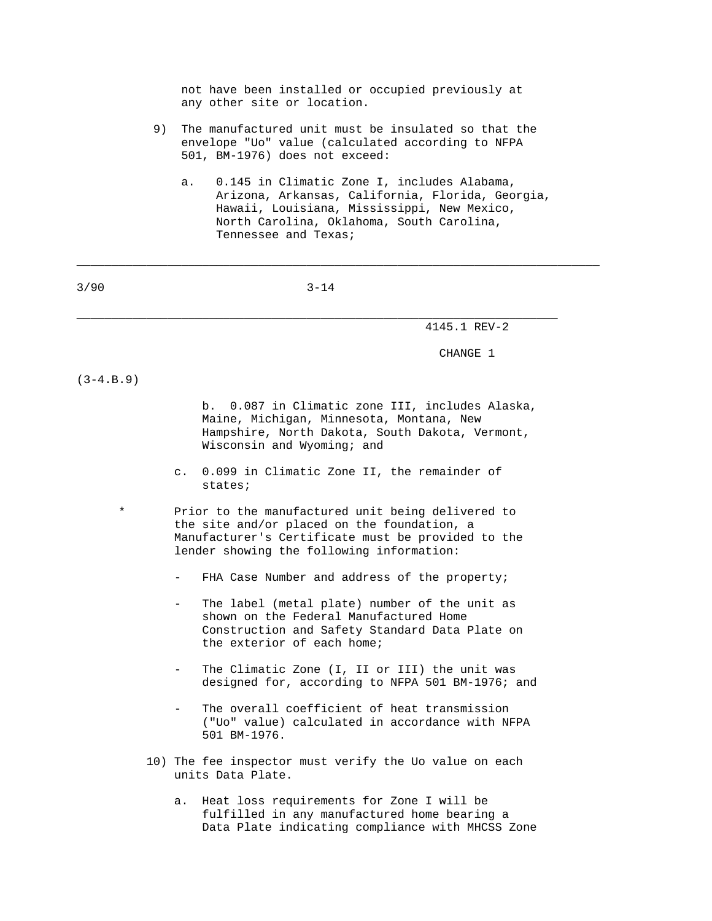not have been installed or occupied previously at any other site or location.

9) The manufactured unit must be insulated so that the envelope "Uo" value (calculated according to NFPA 501, BM-1976) does not exceed:

   a. 0.145 in Climatic Zone I, includes Alabama, Arizona, Arkansas, California, Florida, Georgia, Hawaii, Louisiana, Mississippi, New Mexico, North Carolina, Oklahoma, South Carolina, Tennessee and Texas;

(3-4.B.9)

   b. 0.087 in Climatic zone III, includes Alaska, Maine, Michigan, Minnesota, Montana, New Hampshire, North Dakota, South Dakota, Vermont, Wisconsin and Wyoming; and

   c. 0.099 in Climatic Zone II, the remainder of states;

\* Prior to the manufactured unit being delivered to the site and/or placed on the foundation, a Manufacturer's Certificate must be provided to the lender showing the following information:

   - FHA Case Number and address of the property;
   - The label (metal plate) number of the unit as shown on the Federal Manufactured Home Construction and Safety Standard Data Plate on the exterior of each home;
   - The Climatic Zone (I, II or III) the unit was designed for, according to NFPA 501 BM-1976; and
   - The overall coefficient of heat transmission ("Uo" value) calculated in accordance with NFPA 501 BM-1976.

10) The fee inspector must verify the Uo value on each units Data Plate.

   a. Heat loss requirements for Zone I will be fulfilled in any manufactured home bearing a Data Plate indicating compliance with MHCSS Zone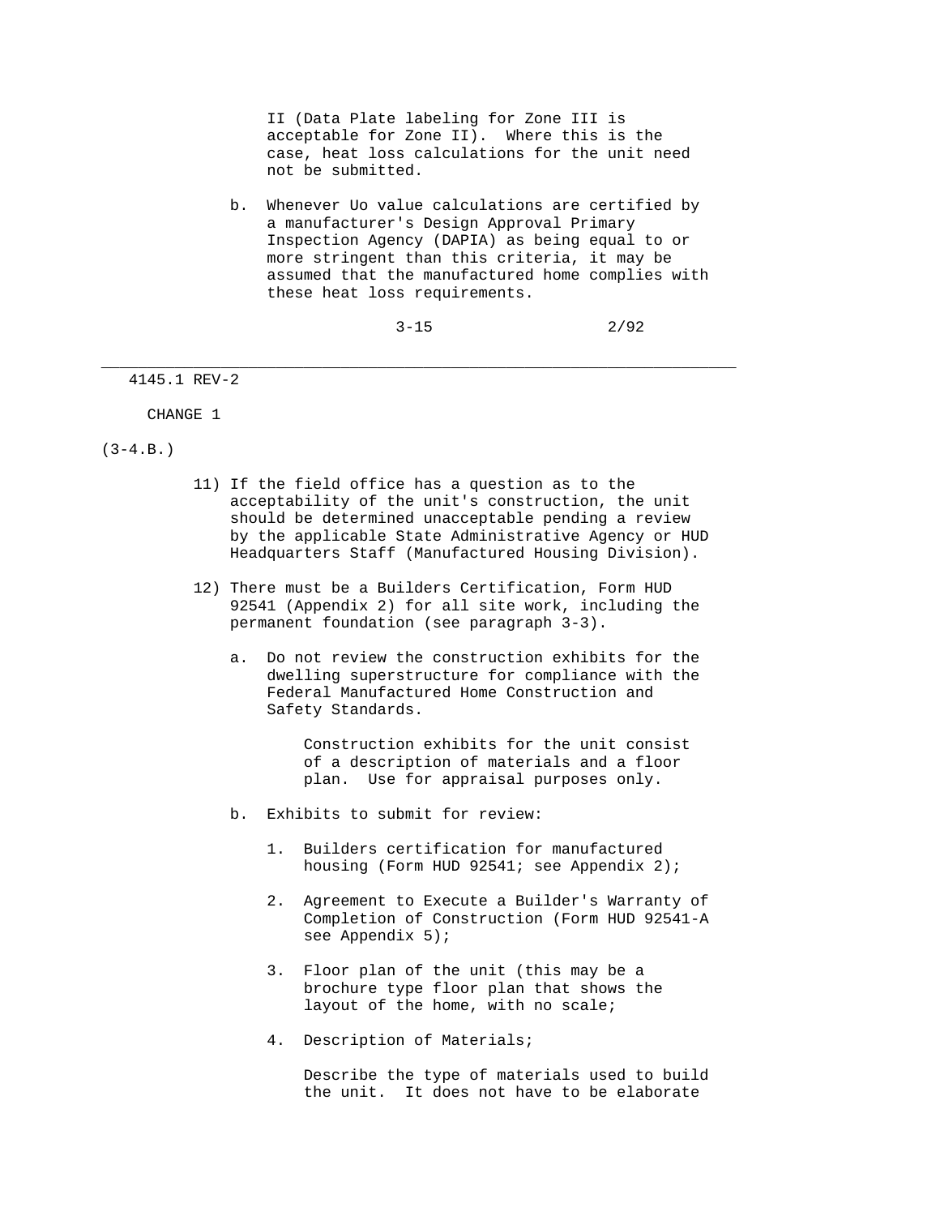II (Data Plate labeling for Zone III is acceptable for Zone II). Where this is the case, heat loss calculations for the unit need not be submitted.

b. Whenever Uo value calculations are certified by a manufacturer's Design Approval Primary Inspection Agency (DAPIA) as being equal to or more stringent than this criteria, it may be assumed that the manufactured home complies with these heat loss requirements.

CHANGE 1

(3-4.B.)

11) If the field office has a question as to the acceptability of the unit's construction, the unit should be determined unacceptable pending a review by the applicable State Administrative Agency or HUD Headquarters Staff (Manufactured Housing Division).

12) There must be a Builders Certification, Form HUD 92541 (Appendix 2) for all site work, including the permanent foundation (see paragraph 3-3).

a. Do not review the construction exhibits for the dwelling superstructure for compliance with the Federal Manufactured Home Construction and Safety Standards.

   Construction exhibits for the unit consist of a description of materials and a floor plan. Use for appraisal purposes only.

b. Exhibits to submit for review:

   1. Builders certification for manufactured housing (Form HUD 92541; see Appendix 2);

   2. Agreement to Execute a Builder's Warranty of Completion of Construction (Form HUD 92541-A see Appendix 5);

   3. Floor plan of the unit (this may be a brochure type floor plan that shows the layout of the home, with no scale;

   4. Description of Materials;

      Describe the type of materials used to build the unit. It does not have to be elaborate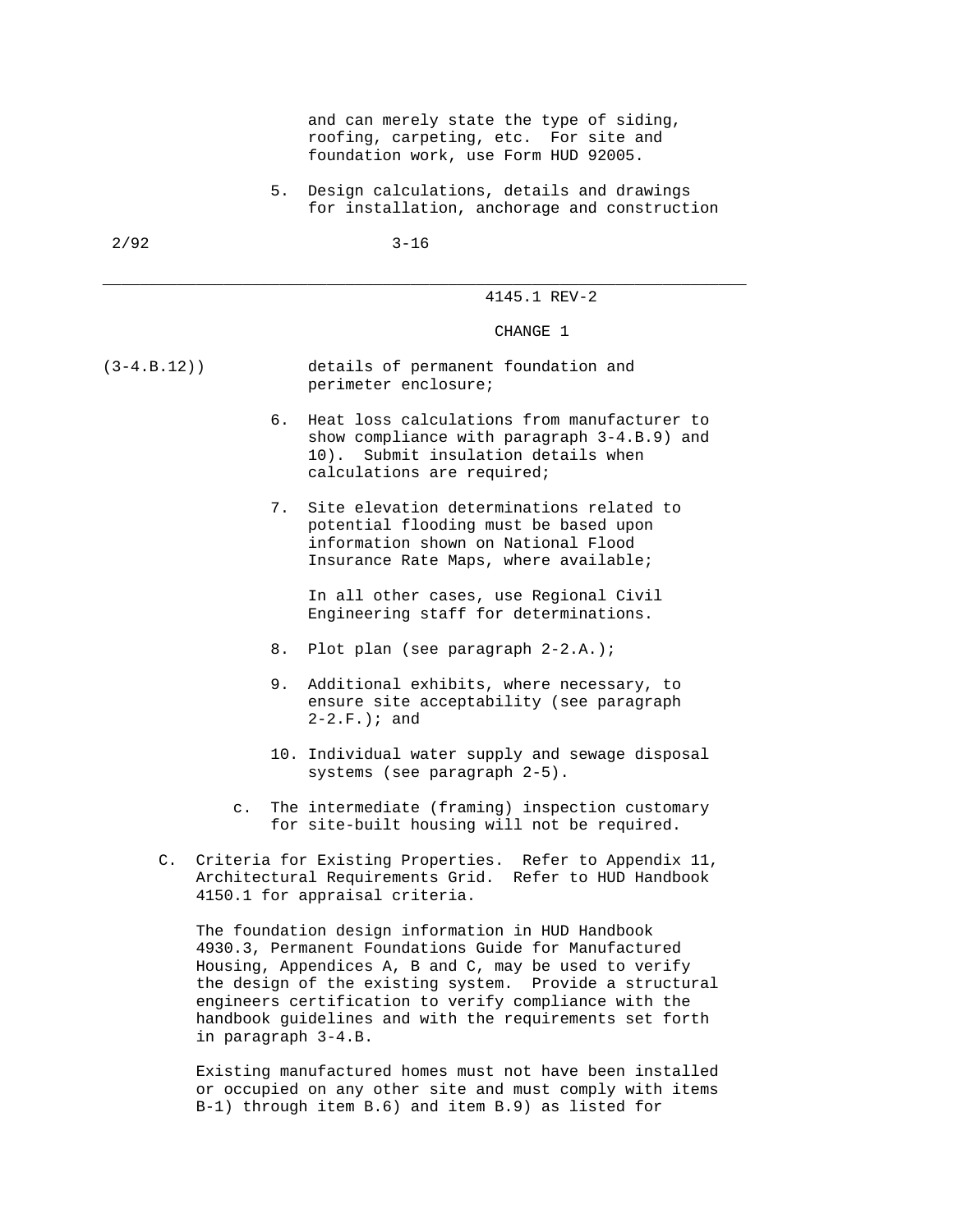and can merely state the type of siding, roofing, carpeting, etc. For site and foundation work, use Form HUD 92005.

5. Design calculations, details and drawings for installation, anchorage and construction details of permanent foundation and perimeter enclosure;

6. Heat loss calculations from manufacturer to show compliance with paragraph 3-4.B.9) and 10). Submit insulation details when calculations are required;

7. Site elevation determinations related to potential flooding must be based upon information shown on National Flood Insurance Rate Maps, where available;

   In all other cases, use Regional Civil Engineering staff for determinations.

8. Plot plan (see paragraph 2-2.A.);

9. Additional exhibits, where necessary, to ensure site acceptability (see paragraph 2-2.F.); and

10. Individual water supply and sewage disposal systems (see paragraph 2-5).

c. The intermediate (framing) inspection customary for site-built housing will not be required.

C. Criteria for Existing Properties. Refer to Appendix 11, Architectural Requirements Grid. Refer to HUD Handbook 4150.1 for appraisal criteria.

The foundation design information in HUD Handbook 4930.3, Permanent Foundations Guide for Manufactured Housing, Appendices A, B and C, may be used to verify the design of the existing system. Provide a structural engineers certification to verify compliance with the handbook guidelines and with the requirements set forth in paragraph 3-4.B.

Existing manufactured homes must not have been installed or occupied on any other site and must comply with items B-1) through item B.6) and item B.9) as listed for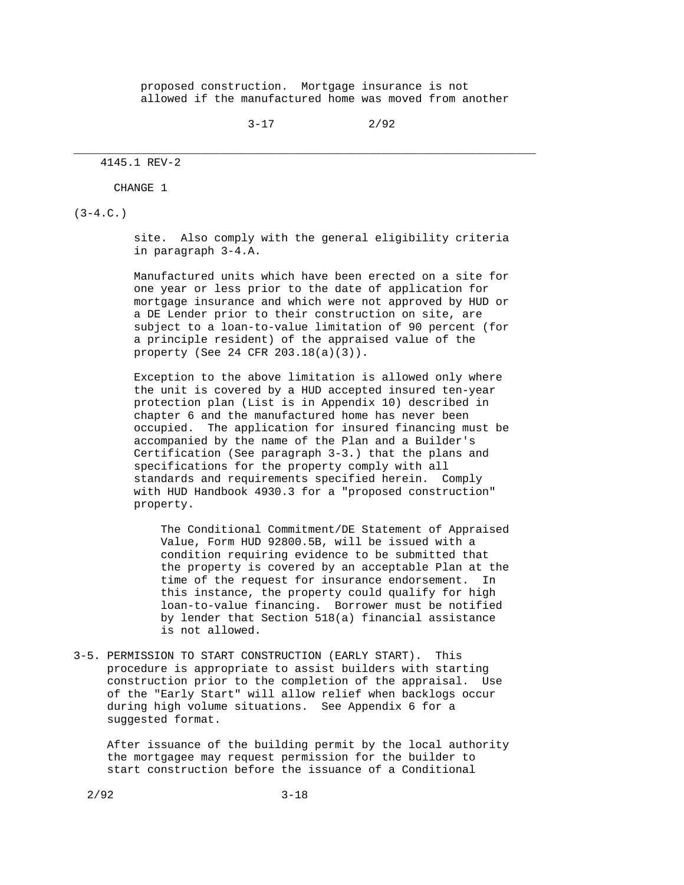proposed construction. Mortgage insurance is not allowed if the manufactured home was moved from another

(3-4.C.)

site. Also comply with the general eligibility criteria in paragraph 3-4.A.

Manufactured units which have been erected on a site for one year or less prior to the date of application for mortgage insurance and which were not approved by HUD or a DE Lender prior to their construction on site, are subject to a loan-to-value limitation of 90 percent (for a principle resident) of the appraised value of the property (See 24 CFR 203.18(a)(3)).

Exception to the above limitation is allowed only where the unit is covered by a HUD accepted insured ten-year protection plan (List is in Appendix 10) described in chapter 6 and the manufactured home has never been occupied. The application for insured financing must be accompanied by the name of the Plan and a Builder's Certification (See paragraph 3-3.) that the plans and specifications for the property comply with all standards and requirements specified herein. Comply with HUD Handbook 4930.3 for a "proposed construction" property.

The Conditional Commitment/DE Statement of Appraised Value, Form HUD 92800.5B, will be issued with a condition requiring evidence to be submitted that the property is covered by an acceptable Plan at the time of the request for insurance endorsement. In this instance, the property could qualify for high loan-to-value financing. Borrower must be notified by lender that Section 518(a) financial assistance is not allowed.

3-5. PERMISSION TO START CONSTRUCTION (EARLY START). This procedure is appropriate to assist builders with starting construction prior to the completion of the appraisal. Use of the "Early Start" will allow relief when backlogs occur during high volume situations. See Appendix 6 for a suggested format.

After issuance of the building permit by the local authority the mortgagee may request permission for the builder to start construction before the issuance of a Conditional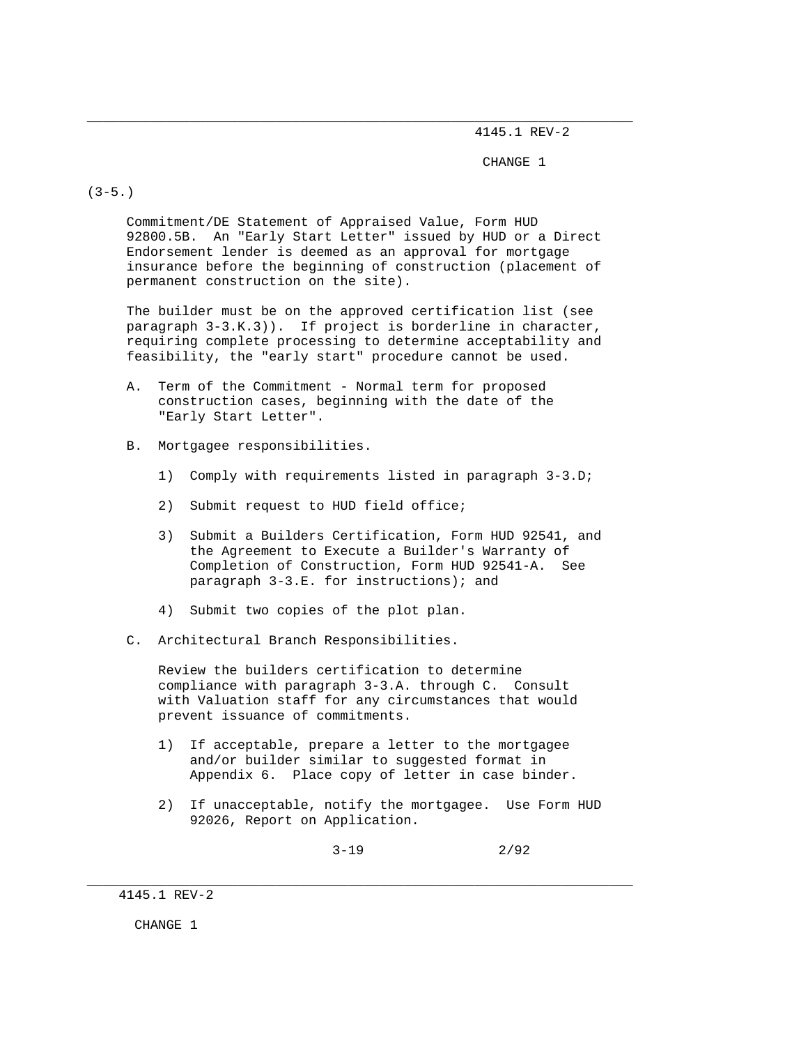(3-5.)

Commitment/DE Statement of Appraised Value, Form HUD 92800.5B. An "Early Start Letter" issued by HUD or a Direct Endorsement lender is deemed as an approval for mortgage insurance before the beginning of construction (placement of permanent construction on the site).

The builder must be on the approved certification list (see paragraph 3-3.K.3)). If project is borderline in character, requiring complete processing to determine acceptability and feasibility, the "early start" procedure cannot be used.

A. Term of the Commitment - Normal term for proposed construction cases, beginning with the date of the "Early Start Letter".

B. Mortgagee responsibilities.

1) Comply with requirements listed in paragraph 3-3.D;

2) Submit request to HUD field office;

3) Submit a Builders Certification, Form HUD 92541, and the Agreement to Execute a Builder's Warranty of Completion of Construction, Form HUD 92541-A. See paragraph 3-3.E. for instructions); and

4) Submit two copies of the plot plan.

C. Architectural Branch Responsibilities.

Review the builders certification to determine compliance with paragraph 3-3.A. through C. Consult with Valuation staff for any circumstances that would prevent issuance of commitments.

1) If acceptable, prepare a letter to the mortgagee and/or builder similar to suggested format in Appendix 6. Place copy of letter in case binder.

2) If unacceptable, notify the mortgagee. Use Form HUD 92026, Report on Application.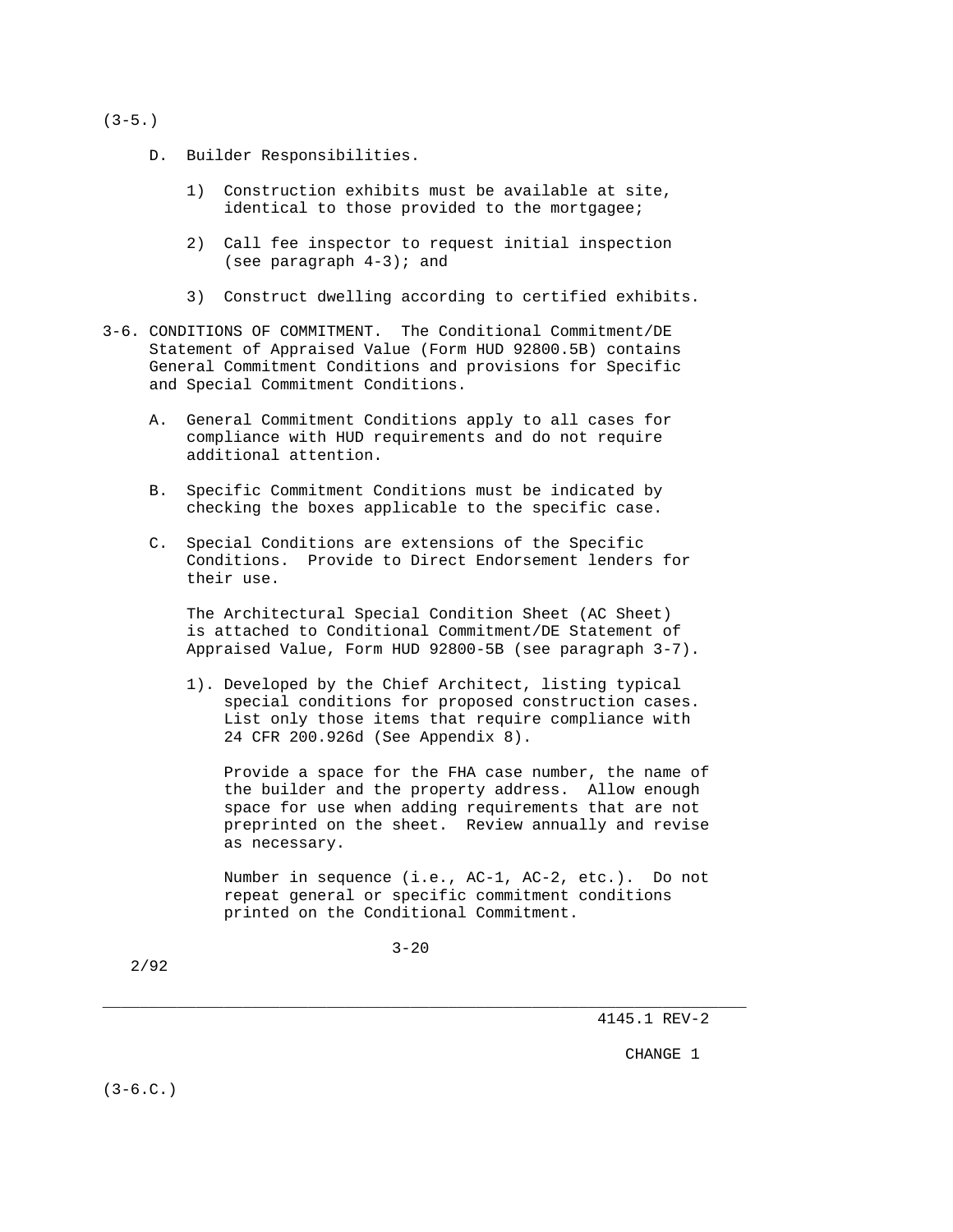(3-5.)

D. Builder Responsibilities.

1) Construction exhibits must be available at site, identical to those provided to the mortgagee;

2) Call fee inspector to request initial inspection (see paragraph 4-3); and

3) Construct dwelling according to certified exhibits.

3-6. CONDITIONS OF COMMITMENT. The Conditional Commitment/DE Statement of Appraised Value (Form HUD 92800.5B) contains General Commitment Conditions and provisions for Specific and Special Commitment Conditions.

A. General Commitment Conditions apply to all cases for compliance with HUD requirements and do not require additional attention.

B. Specific Commitment Conditions must be indicated by checking the boxes applicable to the specific case.

C. Special Conditions are extensions of the Specific Conditions. Provide to Direct Endorsement lenders for their use.

The Architectural Special Condition Sheet (AC Sheet) is attached to Conditional Commitment/DE Statement of Appraised Value, Form HUD 92800-5B (see paragraph 3-7).

1). Developed by the Chief Architect, listing typical special conditions for proposed construction cases. List only those items that require compliance with 24 CFR 200.926d (See Appendix 8).

Provide a space for the FHA case number, the name of the builder and the property address. Allow enough space for use when adding requirements that are not preprinted on the sheet. Review annually and revise as necessary.

Number in sequence (i.e., AC-1, AC-2, etc.). Do not repeat general or specific commitment conditions printed on the Conditional Commitment.

(3-6.C.)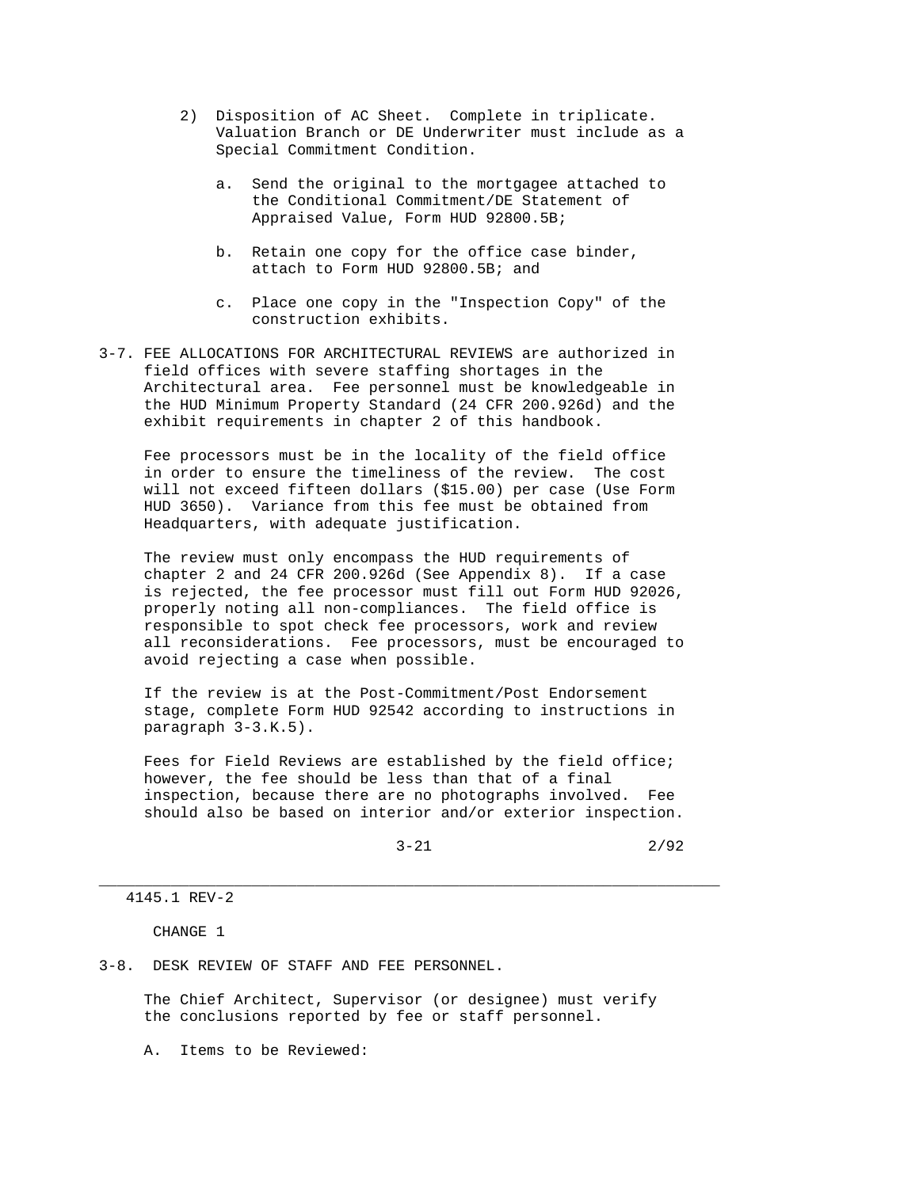2) Disposition of AC Sheet. Complete in triplicate. Valuation Branch or DE Underwriter must include as a Special Commitment Condition.

   a. Send the original to the mortgagee attached to the Conditional Commitment/DE Statement of Appraised Value, Form HUD 92800.5B;

   b. Retain one copy for the office case binder, attach to Form HUD 92800.5B; and

   c. Place one copy in the "Inspection Copy" of the construction exhibits.

3-7. FEE ALLOCATIONS FOR ARCHITECTURAL REVIEWS are authorized in field offices with severe staffing shortages in the Architectural area. Fee personnel must be knowledgeable in the HUD Minimum Property Standard (24 CFR 200.926d) and the exhibit requirements in chapter 2 of this handbook.

Fee processors must be in the locality of the field office in order to ensure the timeliness of the review. The cost will not exceed fifteen dollars ($15.00) per case (Use Form HUD 3650). Variance from this fee must be obtained from Headquarters, with adequate justification.

The review must only encompass the HUD requirements of chapter 2 and 24 CFR 200.926d (See Appendix 8). If a case is rejected, the fee processor must fill out Form HUD 92026, properly noting all non-compliances. The field office is responsible to spot check fee processors, work and review all reconsiderations. Fee processors, must be encouraged to avoid rejecting a case when possible.

If the review is at the Post-Commitment/Post Endorsement stage, complete Form HUD 92542 according to instructions in paragraph 3-3.K.5).

Fees for Field Reviews are established by the field office; however, the fee should be less than that of a final inspection, because there are no photographs involved. Fee should also be based on interior and/or exterior inspection.

CHANGE 1

3-8. DESK REVIEW OF STAFF AND FEE PERSONNEL.

The Chief Architect, Supervisor (or designee) must verify the conclusions reported by fee or staff personnel.

A. Items to be Reviewed: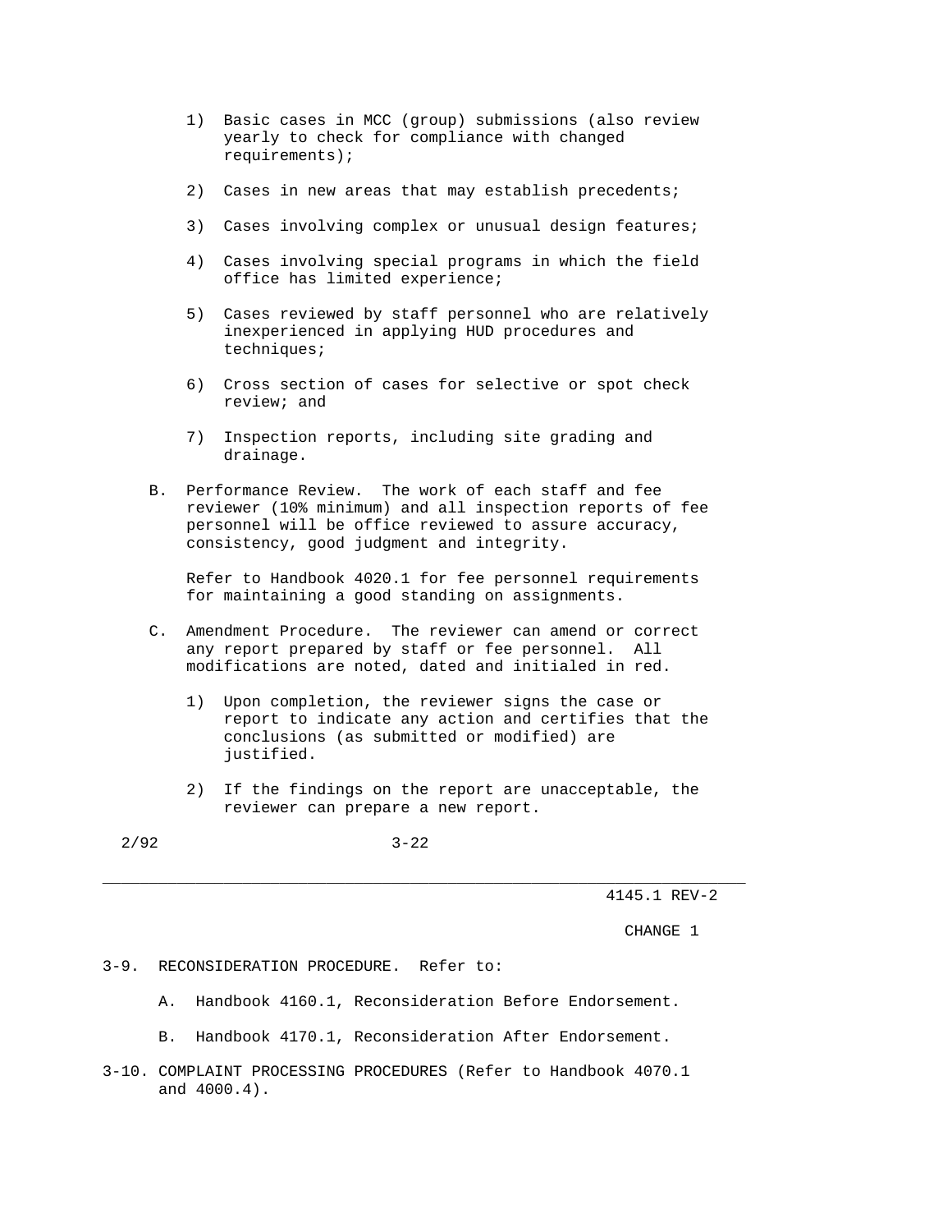1) Basic cases in MCC (group) submissions (also review yearly to check for compliance with changed requirements);

2) Cases in new areas that may establish precedents;

3) Cases involving complex or unusual design features;

4) Cases involving special programs in which the field office has limited experience;

5) Cases reviewed by staff personnel who are relatively inexperienced in applying HUD procedures and techniques;

6) Cross section of cases for selective or spot check review; and

7) Inspection reports, including site grading and drainage.

B. Performance Review. The work of each staff and fee reviewer (10% minimum) and all inspection reports of fee personnel will be office reviewed to assure accuracy, consistency, good judgment and integrity.

Refer to Handbook 4020.1 for fee personnel requirements for maintaining a good standing on assignments.

C. Amendment Procedure. The reviewer can amend or correct any report prepared by staff or fee personnel. All modifications are noted, dated and initialed in red.

1) Upon completion, the reviewer signs the case or report to indicate any action and certifies that the conclusions (as submitted or modified) are justified.

2) If the findings on the report are unacceptable, the reviewer can prepare a new report.

3-9. RECONSIDERATION PROCEDURE. Refer to:

A. Handbook 4160.1, Reconsideration Before Endorsement.

B. Handbook 4170.1, Reconsideration After Endorsement.

3-10. COMPLAINT PROCESSING PROCEDURES (Refer to Handbook 4070.1 and 4000.4).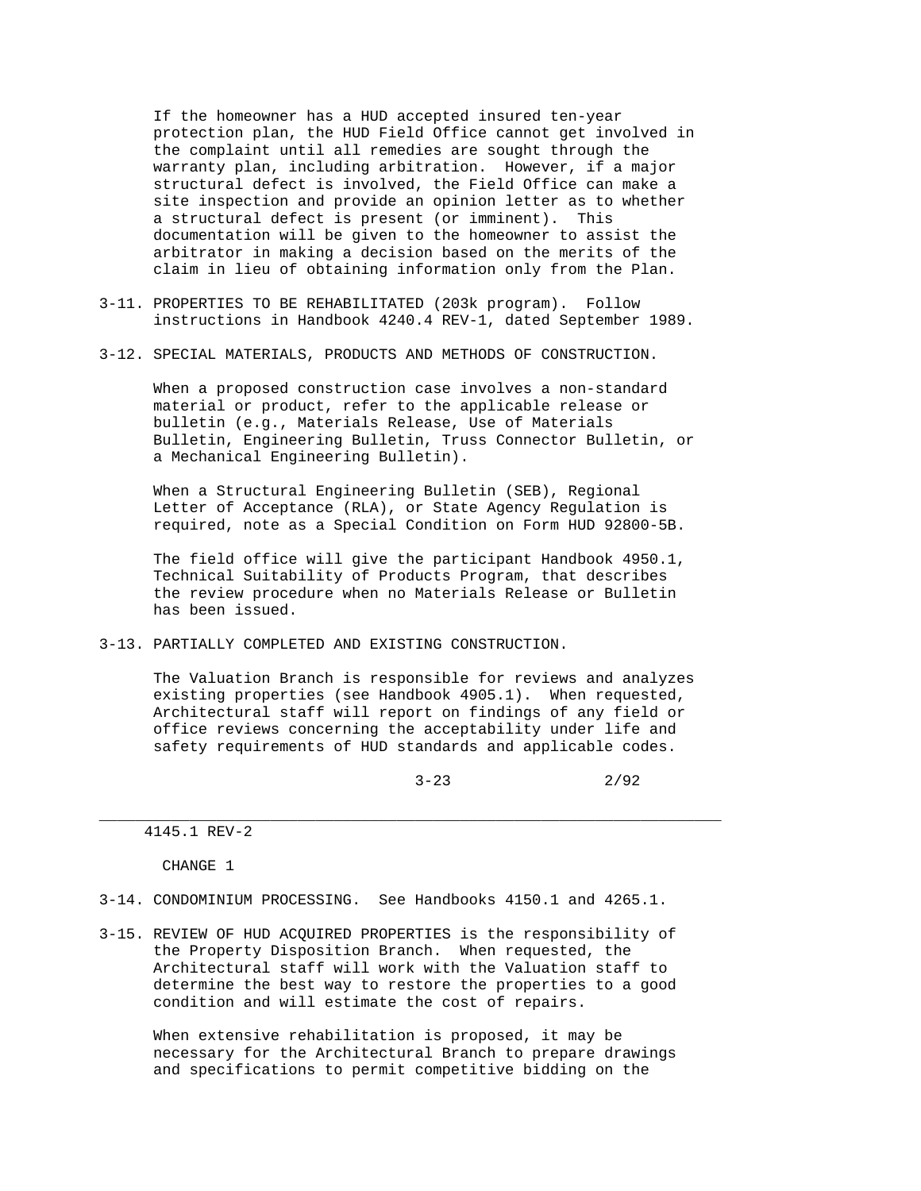If the homeowner has a HUD accepted insured ten-year protection plan, the HUD Field Office cannot get involved in the complaint until all remedies are sought through the warranty plan, including arbitration. However, if a major structural defect is involved, the Field Office can make a site inspection and provide an opinion letter as to whether a structural defect is present (or imminent). This documentation will be given to the homeowner to assist the arbitrator in making a decision based on the merits of the claim in lieu of obtaining information only from the Plan.

3-11. PROPERTIES TO BE REHABILITATED (203k program). Follow instructions in Handbook 4240.4 REV-1, dated September 1989.

3-12. SPECIAL MATERIALS, PRODUCTS AND METHODS OF CONSTRUCTION.

When a proposed construction case involves a non-standard material or product, refer to the applicable release or bulletin (e.g., Materials Release, Use of Materials Bulletin, Engineering Bulletin, Truss Connector Bulletin, or a Mechanical Engineering Bulletin).

When a Structural Engineering Bulletin (SEB), Regional Letter of Acceptance (RLA), or State Agency Regulation is required, note as a Special Condition on Form HUD 92800-5B.

The field office will give the participant Handbook 4950.1, Technical Suitability of Products Program, that describes the review procedure when no Materials Release or Bulletin has been issued.

3-13. PARTIALLY COMPLETED AND EXISTING CONSTRUCTION.

The Valuation Branch is responsible for reviews and analyzes existing properties (see Handbook 4905.1). When requested, Architectural staff will report on findings of any field or office reviews concerning the acceptability under life and safety requirements of HUD standards and applicable codes.

3-14. CONDOMINIUM PROCESSING. See Handbooks 4150.1 and 4265.1.

3-15. REVIEW OF HUD ACQUIRED PROPERTIES is the responsibility of the Property Disposition Branch. When requested, the Architectural staff will work with the Valuation staff to determine the best way to restore the properties to a good condition and will estimate the cost of repairs.

When extensive rehabilitation is proposed, it may be necessary for the Architectural Branch to prepare drawings and specifications to permit competitive bidding on the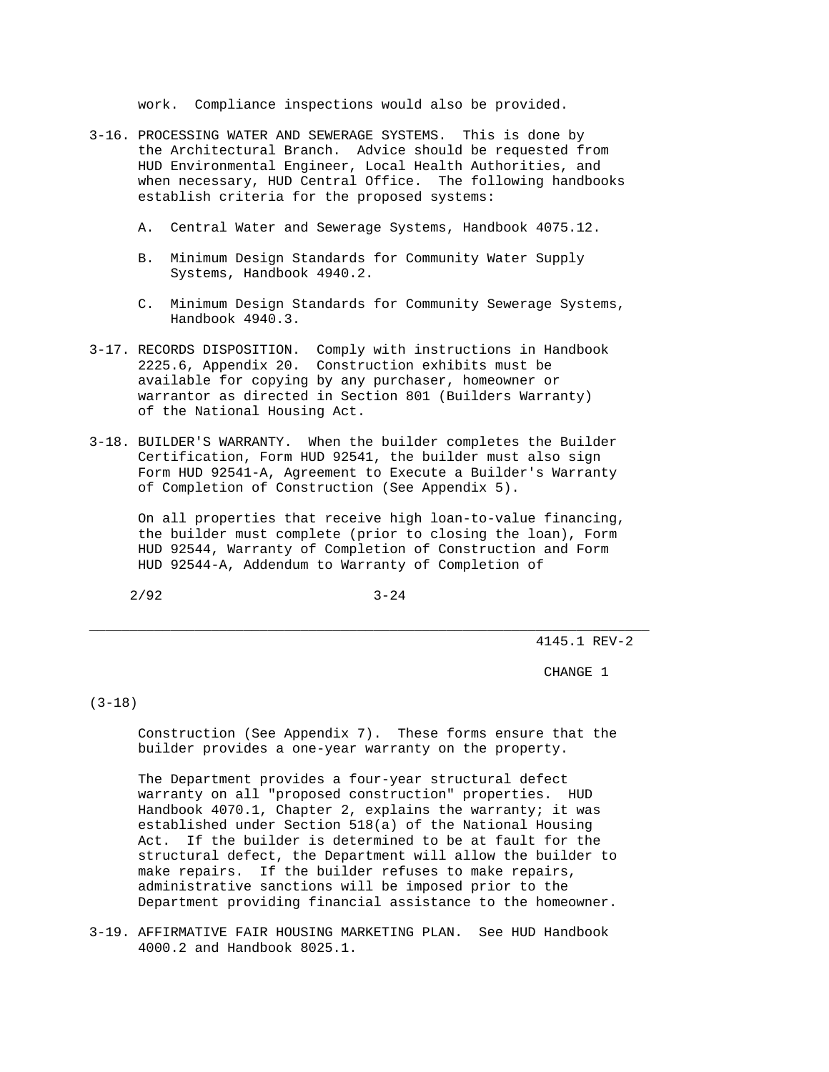work. Compliance inspections would also be provided.

3-16. PROCESSING WATER AND SEWERAGE SYSTEMS. This is done by the Architectural Branch. Advice should be requested from HUD Environmental Engineer, Local Health Authorities, and when necessary, HUD Central Office. The following handbooks establish criteria for the proposed systems:

A. Central Water and Sewerage Systems, Handbook 4075.12.

B. Minimum Design Standards for Community Water Supply Systems, Handbook 4940.2.

C. Minimum Design Standards for Community Sewerage Systems, Handbook 4940.3.

3-17. RECORDS DISPOSITION. Comply with instructions in Handbook 2225.6, Appendix 20. Construction exhibits must be available for copying by any purchaser, homeowner or warrantor as directed in Section 801 (Builders Warranty) of the National Housing Act.

3-18. BUILDER'S WARRANTY. When the builder completes the Builder Certification, Form HUD 92541, the builder must also sign Form HUD 92541-A, Agreement to Execute a Builder's Warranty of Completion of Construction (See Appendix 5).

On all properties that receive high loan-to-value financing, the builder must complete (prior to closing the loan), Form HUD 92544, Warranty of Completion of Construction and Form HUD 92544-A, Addendum to Warranty of Completion of

(3-18)

Construction (See Appendix 7). These forms ensure that the builder provides a one-year warranty on the property.

The Department provides a four-year structural defect warranty on all "proposed construction" properties. HUD Handbook 4070.1, Chapter 2, explains the warranty; it was established under Section 518(a) of the National Housing Act. If the builder is determined to be at fault for the structural defect, the Department will allow the builder to make repairs. If the builder refuses to make repairs, administrative sanctions will be imposed prior to the Department providing financial assistance to the homeowner.

3-19. AFFIRMATIVE FAIR HOUSING MARKETING PLAN. See HUD Handbook 4000.2 and Handbook 8025.1.